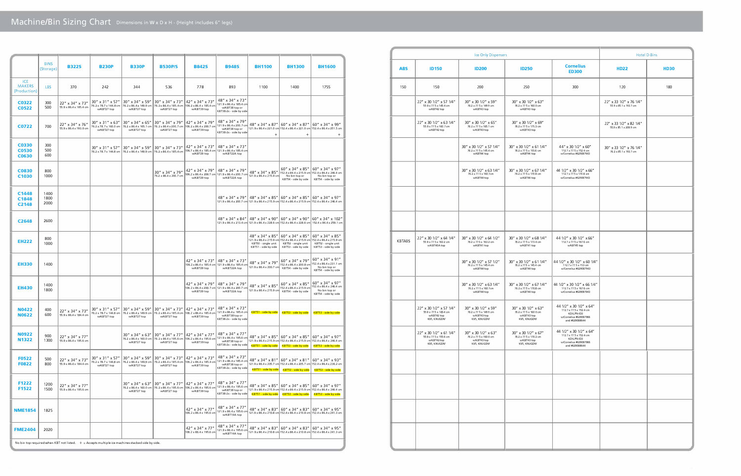## Machine/Bin Sizing Chart

Dimensions in W x D x H - (Height includes 6" legs)

| | | | | | | | | | | | Ice Only Dispensers | | | | | Hotel D-Bins | |
|---|---|---|---|---|---|---|---|---|---|---|---|---|---|---|---|---|---|
| BINS (Storage) | | B322S | B230P | B330P | B530P/S | B842S | B948S | BH1100 | BH1300 | BH1600 | ABS | ID150 | ID200 | ID250 | Cornelius ED300 | HD22 | HD30 |
| ICE MAKERS (Production) | LBS | 370 | 242 | 344 | 536 | 778 | 893 | 1100 | 1400 | 1755 | 150 | 150 | 200 | 250 | 300 | 120 | 180 |
| C0322 C0522 | 300 500 | 22" x 34" x 73" 55.9 x 86.4 x 185.4 cm | 30" x 31" x 57" 76.2 x 78.7 x 144.8 cm w/KBT27 top | 30" x 34" x 59" 76.2 x 86.4 x 149.9 cm w/KBT27 top | 30" x 34" x 73" 76.2 x 86.4 x 185.4 cm w/KBT27 top | 42" x 34" x 73" 106.2 x 86.4 x 185.4 cm w/KBT39 top | 48" x 34" x 73" 121.9 x 86.4 x 185.4 cm w/KBT38 top or KBT38-2x - side by side | | | | | 22" x 30 1/2" x 57 1/4" 55.9 x 77.5 x 145.4 cm w/KBT42 top | 30" x 30 1/2" x 59" 76.2 x 77.5 x 149.9 cm w/KBT43 top | 30" x 30 1/2" x 63" 76.2 x 77.5 x 160.0 cm w/KBT43 top | | 22" x 33 1/2" x 76 1/4" 55.9 x 85.1 x 193.7 cm | |
| C0722 | 700 | 22" x 34" x 76" 55.9 x 86.4 x 193.0 cm | 30" x 31" x 63" 76.2 x 78.7 x 160.0 cm w/KBT27 top | 30" x 34" x 65" 76.2 x 86.4 x 165.1 cm w/KBT27 top | 30" x 34" x 79" 76.2 x 86.4 x 200.7 cm w/KBT27 top | 42" x 34" x 79" 106.2 x 86.4 x 200.7 cm w/KBT39 top | 48" x 34" x 79" 121.9 x 86.4 x 200.7 cm w/KBT38 top or KBT38-2x - side by side | 48" x 34" x 87" 121.9 x 86.4 x 221.0 cm + | 60" x 34" x 87" 152.4 x 86.4 x 221.0 cm + | 60" x 34" x 99" 152.4 x 86.4 x 251.5 cm + | | 22" x 30 1/2" x 63 1/4" 55.9 x 77.5 x 160.7 cm w/KBT42 top | 30" x 30 1/2" x 65" 76.2 x 77.5 x 165.1 cm w/KBT43 top | 30" x 30 1/2" x 69" 76.2 x 77.5 x 175.3 cm w/KBT43 top | | 22" x 33 1/2" x 82 1/4" 55.9 x 85.1 x 208.9 cm | |
| C0330 C0530 C0630 | 300 500 600 | | 30" x 31" x 57" 76.2 x 78.7 x 144.8 cm | 30" x 34" x 59" 76.2 x 86.4 x 149.9 cm | 30" x 34" x 73" 76.2 x 86.4 x 185.4 cm | 42" x 34" x 73" 106.7 x 86.4 x 185.4 cm w/KBT29 top | 48" x 34" x 73" 121.9 x 86.4 x 185.4 cm w/KBT22A top | | | | | | 30" x 30 1/2" x 57 1/4" 76.2 x 77.5 x 145.4 cm w/KBT44 top | 30" x 30 1/2" x 61 1/4" 76.2 x 77.5 x 155.6 cm w/KBT44 top | 44" x 30 1/2" x 60" 112.7 x 77.5 x 152.4 cm w/Cornelius #629087943 | 30" x 33 1/2" x 76 1/4" 76.2 x 85.1 x 193.7 cm | |
| C0830 C1030 | 800 1000 | | | | 30" x 34" x 79" 76.2 x 86.4 x 200.7 cm | 42" x 34" x 79" 106.2 x 86.4 x 200.7 cm w/KBT29 top | 48" x 34" x 79" 121.9 x 86.4 x 200.7 cm w/KBT22A top | 48" x 34" x 85" 121.9 x 86.4 x 215.9 cm | 60" x 34" x 85" 152.4 x 86.4 x 215.9 cm No bin top or KBT54 - side by side | 60" x 34" x 97" 152.4 x 86.4 x 246.4 cm No bin top or KBT54 - side by side | | | 30" x 30 1/2" x 63 1/4" 76.2 x 77.5 x 160.7 cm w/KBT44 top | 30" x 30 1/2" x 67 1/4" 76.2 x 77.5 x 170.8 cm w/KBT44 top | 44 1/2" x 30 1/2" x 66" 112.7 x 77.5 x 170.8 cm w/Cornelius #629087943 | | |
| C1448 C1848 C2148 | 1400 1800 2000 | | | | | | 48" x 34" x 79" 121.9 x 86.4 x 200.7 cm | 48" x 34" x 85" 121.9 x 86.4 x 215.9 cm | 60" x 34" x 85" 152.4 x 86.4 x 215.9 cm | 60" x 34" x 97" 152.4 x 86.4 x 246.4 cm | | | | | | | |
| C2648 | 2600 | | | | | | 48" x 34" x 84" 121.9 x 86.4 x 213.4 cm | 48" x 34" x 90" 121.9 x 86.4 x 228.6 cm | 60" x 34" x 90" 152.4 x 86.4 x 228.6 cm | 60" x 34" x 102" 152.4 x 86.4 x 259.1 cm | | | | | | | |
| EH222 | 800 1000 | | | | | | | 48" x 34" x 85" 121.9 x 86.4 x 215.9 cm KBT50 - single unit KBT51 - side by side | 60" x 34" x 85" 152.4 x 86.4 x 215.9 cm KBT52 - single unit KBT53 - side by side | 60" x 34" x 85" 152.4 x 86.4 x 215.9 cm KBT52 - single unit KBT53 - side by side | KBTABS | 22" x 30 1/2" x 64 1/4" 55.9 x 77.5 x 163.2 cm w/KBT40A top | 30" x 30 1/2" x 64 1/2" 76.2 x 77.5 x 163.2 cm w/KBT41 top | 30" x 30 1/2" x 68 1/4" 76.2 x 77.5 x 173.4 cm w/KBT41 top | 44 1/2" x 30 1/2" x 66" 112.7 x 77.5 x 167.6 cm w/KBT45 top | | |
| EH330 | 1400 | | | | | 42" x 34" x 73" 106.2 x 86.4 x 185.4 cm w/KBT29 top | 48" x 34" x 73" 121.9 x 86.4 x 185.4 cm w/KBT22A top | 48" x 34" x 79" 121.9 x 86.4 x 200.7 cm | 60" x 34" x 79" 152.4 x 86.4 x 200.8 cm KBT54 - side by side | 60" x 34" x 91" 152.4 x 86.4 x 231.1 cm No bin top or KBT54 - side by side | | | 30" x 30 1/2" x 57 1/2" 76.2 x 77.5 x 145.4 cm w/KBT44 top | 30" x 30 1/2" x 61 1/4" 76.2 x 77.5 x 149.4 cm w/KBT44 top | 44 1/2" x 30 1/2" x 60 1/4" 112.7 x 77.5 x 153 cm w/Cornelius #629087943 | | |
| EH430 | 1400 1800 | | | | | 42" x 34" x 79" 106.2 x 86.4 x 200.7 cm w/KBT29 top | 48" x 34" x 79" 121.9 x 86.4 x 200.7 cm w/KBT22A top | 48" x 34" x 85" 121.9 x 86.4 x 215.9 cm | 60" x 34" x 85" 152.4 x 86.4 x 215.9 cm KBT54 - side by side | 60" x 34" x 97" 152.4 x 86.4 x 246.4 cm No bin top or KBT54 - side by side | | | 30" x 30 1/2" x 63 1/4" 76.2 x 77.5 x 160.7 cm w/KBT44 top | 30" x 30 1/2" x 67 1/4" 76.2 x 77.5 x 170.8 cm w/KBT44 top | 44 1/2" x 30 1/2" x 66 1/4" 112.7 x 77.5 x 167.6 cm w/Cornelius #629087943 | | |
| N0422 N0622 | 400 600 | 22" x 34" x 73" 55.9 x 86.4 x 184.4 cm | 30" x 31" x 57" 76.2 x 78.7 x 144.8 cm w/KBT27 top | 30" x 34" x 59" 76.2 x 86.4 x 149.9 cm w/KBT27 top | 30" x 34" x 73" 76.2 x 86.4 x 185.4 cm w/KBT27 top | 42" x 34" x 73" 106.2 x 86.4 x 185.4 cm w/KBT39 top | 48" x 34" x 73" 121.9 x 86.4 x 185.4 cm w/KBT38 top or KBT38-2x - side by side | KBT51 - side by side | KBT53 - side by side | KBT53 - side by side | | 22" x 30 1/2" x 57 1/4" 55.9 x 77.5 x 145.4 cm KVS, KNUGDIV | 30" x 30 1/2" x 59" 76.2 x 77.5 x 149.9 cm w/KBT43 top KVS, KNUGDIV | 30" x 30 1/2" x 63" 76.2 x 77.5 x 160.0 cm w/KBT43 top KVS, KNUGDIV | 44 1/2" x 30 1/2" x 64" 112.7 x 77.5 x 152.4 cm KDILPN-ID3 w/Cornelius #629087966 and #629088644 | | |
| N0922 N1322 | 900 1300 | 22" x 34" x 77" 55.9 x 86.4 x 195.6 cm | | 30" x 34" x 63" 76.2 x 86.4 x 160.0 cm w/KBT27 top | 30" x 34" x 77" 76.2 x 86.4 x 195.6 cm w/KBT27 top | 42" x 34" x 77" 106.2 x 86.4 x 195.6 cm w/KBT39 top | 48" x 34" x 77" 121.9 x 86.4 x 195.6 cm w/KBT38 top or KBT38-2x - side by side | 48" x 34" x 85" 121.9 x 86.4 x 215.9 cm KBT51 - side by side | 60" x 34" x 85" 152.4 x 86.4 x 215.9 cm KBT53 - side by side | 60" x 34" x 97" 152.4 x 86.4 x 246.4 cm KBT53 - side by side | | 22" x 30 1/2" x 61 1/4" 55.9 x 77.5 x 155.6 cm w/KBT42 top KVS, KNUGDIV | 30" x 30 1/2" x 63" 76.2 x 77.5 x 160.0 cm w/KBT43 top KVS, KNUGDIV | 30" x 30 1/2" x 67" 76.2 x 77.5 x 170.2 cm w/KBT43 top KVS, KNUGDIV | 44 1/2" x 30 1/2" x 64" 112.7 x 77.5 x 152.4 cm KDILPN-ID3 w/Cornelius #629087966 and #629088644 | | |
| F0522 F0822 | 500 800 | 22" x 34" x 73" 55.9 x 86.4 x 184.4 cm | 30" x 31" x 57" 76.2 x 78.7 x 144.8 cm w/KBT27 top | 30" x 34" x 59" 76.2 x 86.4 x 149.9 cm w/KBT27 top | 30" x 34" x 73" 76.2 x 86.4 x 185.4 cm w/KBT27 top | 42" x 34" x 73" 106.2 x 86.4 x 185.4 cm w/KBT39 top | 48" x 34" x 73" 121.9 x 86.4 x 185.4 cm w/KBT38 top or KBT38-2x - side by side | 48" x 34" x 81" 121.9 x 86.4 x 205.7 cm KBT51 - side by side | 60" x 34" x 81" 152.4 x 86.4 x 205.7 cm KBT53 - side by side | 60" x 34" x 93" 152.4 x 86.4 x 236.2 cm KBT53 - side by side | | | | | | | |
| F1222 F1522 | 1200 1500 | 22" x 34" x 77" 55.9 x 86.4 x 195.6 cm | | 30" x 34" x 63" 76.2 x 86.4 x 160.0 cm w/KBT27 top | 30" x 34" x 77" 76.2 x 86.4 x 195.6 cm w/KBT27 top | 42" x 34" x 77" 106.2 x 86.4 x 195.6 cm w/KBT39 top | 48" x 34" x 77" 121.9 x 86.4 x 195.6 cm w/KBT38 top or KBT38-2x - side by side | 48" x 34" x 85" 121.9 x 86.4 x 215.9 cm KBT51 - side by side | 60" x 34" x 85" 152.4 x 86.4 x 215.9 cm KBT53 - side by side | 60" x 34" x 97" 152.4 x 86.4 x 246.4 cm KBT53 - side by side | | | | | | | |
| NME1854 | 1825 | | | | | 42" x 34" x 77" 106.2 x 86.4 x 195.6 cm | 48" x 34" x 77" 121.9 x 86.4 x 195.6 cm w/KBT14A top | 48" x 34" x 83" 121.9 x 86.4 x 210.8 cm | 60" x 34" x 83" 152.4 x 86.4 x 210.8 cm | 60" x 34" x 95" 152.4 x 86.4 x 241.3 cm | | | | | | | |
| FME2404 | 2020 | | | | | 42" x 34" x 77" 106.2 x 86.4 x 195.6 cm | 48" x 34" x 77" 121.9 x 86.4 x 195.6 cm w/KBT14A top | 48" x 34" x 83" 121.9 x 86.4 x 210.8 cm | 60" x 34" x 83" 152.4 x 86.4 x 210.8 cm | 60" x 34" x 95" 152.4 x 86.4 x 241.3 cm | | | | | | | |

No bin top required when KBT not listed. + = Accepts multiple ice machines stacked side by side.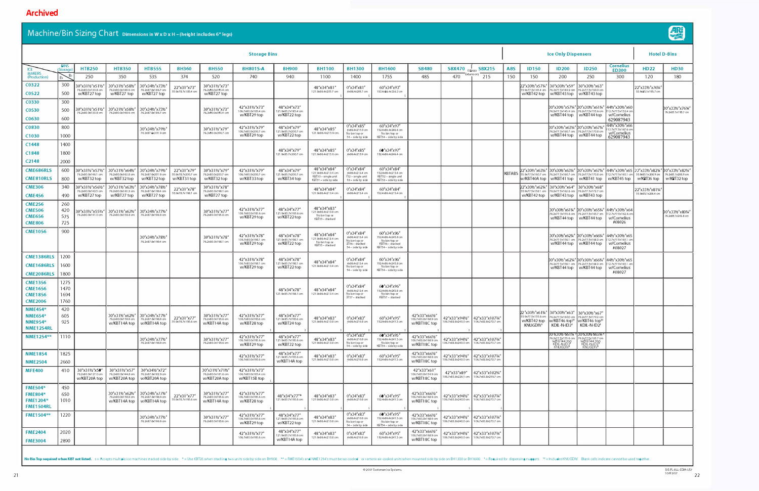Archived

# Machine/Bin Sizing Chart

Dimensions in W x D x H – (height includes 6" legs)

| ICE MAKERS (Production) | lb | HTB250 | HTB350 | HTB555 | BH360 | BH550 | BH801S-A | BH900 | BH1100 | BH1300 | BH1600 | SB480 | SBX470 (SB480 extension) | SBX215 | ABS | ID150 | ID200 | ID250 | Cornelius ED300 | HD22 | HD30 |
|---|---|---|---|---|---|---|---|---|---|---|---|---|---|---|---|---|---|---|---|---|---|
| | | Storage Bins | | | | | | | | | | | | | Ice Only Dispensers | | | | | Hotel D-Bins | |
| BINS (Storage) | lb | 250 | 350 | 535 | 374 | 520 | 740 | 940 | 1100 | 1400 | 1755 | 485 | 470 | 215 | 150 | 150 | 200 | 250 | 300 | 120 | 180 |
| C0322<br>C0522 | 300<br>500 | 30"x31½"x51½"<br>76.2x80.0x130.8 cm<br>w/KBT27 top | 30"x31½"x58⅜"<br>76.2x80.0x148.6 cm<br>w/KBT27 top | 30"x34⅛"x73⅛"<br>76.2x87.0x186.7 cm<br>w/KBT27 top | 22"x31"x73"<br>55.9x78.7x185.4 cm<br>w/KBT27 top | 30"x31½"x73"<br>76.2x80.0x185.4 cm<br>w/KBT27 top | | | 48"x34"x81"<br>121.9x86.4x205.7 cm | 60"x34"x81"<br>152.4x86.4x205.7 cm | 60"x34"x93"<br>152.4x86.4x236.2 cm | | | | | 22"x30⅝"x57¼"<br>55.9x77.5x145.4 cm<br>w/KBT42 top | 30"x30⅝"x59"<br>76.2x77.5x149.9 cm<br>w/KBT43 top | 30"x30⅝"x63"<br>76.2x77.5x160.0 cm<br>w/KBT43 top | | 22"x33⅝"x76¼"<br>55.9x85.1x193.7 cm | |
| C0330<br>C0530<br>C0630 | 300<br>500<br>600 | 30"x31½"x51½"<br>76.2x80.0x130.8 cm | 30"x31½"x58⅜"<br>76.2x80.0x148.6 cm | 30"x34⅛"x73⅛"<br>76.2x87.0x185.7 cm | | 30"x31½"x73"<br>76.2x80.0x185.4 cm | 42"x31½"x73"<br>106.7x80.0x185.4 cm<br>w/KBT29 top | 48"x34"x73"<br>121.9x85.7x185.4 cm<br>w/KBT22 top | | | | | | | | | 30"x30⅝"x57¼"<br>76.2x77.5x145.4 cm<br>w/KBT44 top | 30"x30⅝"x61¼"<br>76.2x77.5x155.6 cm<br>w/KBT44 top | 44⅛"x30⅝"x60<br>112.1x77.5x152.4 cm<br>w/Cornelius 629087943 | | 30"x33⅝"x76¼"<br>76.2x85.1x193.7 cm |
| C0830<br>C1030 | 800<br>1000 | | | 30"x34⅛"x79⅜"<br>76.2x87.0x201.9 cm | | 30"x31½"x79"<br>76.2x80.0x200.7 cm | 42"x31½"x79"<br>106.7x80.0x200.7 cm<br>w/KBT29 top | 48"x34"x79"<br>121.9x85.7x200.7 cm<br>w/KBT22 top | 48"x34"x85"<br>121.9x86.4x215.9 cm | 60"x34"x85"<br>152.4x86.4x215.9 cm<br>No bin top or 54 – side by side | 60"x34"x97"<br>152.4x86.4x246.4 cm<br>No bin top or KBT54 – side by side | | | | | | 30"x30⅝"x63¼"<br>76.2x77.5x160.7 cm<br>w/KBT44 top | 30"x30⅝"x67⅛"<br>76.2x77.5x170.8 cm<br>w/KBT44 top | 44⅛"x30⅝"x66<br>112.1x77.5x167.6 cm<br>w/Cornelius 629087943 | | |
| C1448<br>C1848<br>C2148 | 1400<br>1800<br>2000 | | | | | | | 48"x34"x79"<br>121.9x85.7x200.7 cm | 48"x34"x85"<br>121.9x86.4x215.9 cm | 60"x34"x85"<br>152.4x86.4x215.9 cm | 60"x34"x97"<br>152.4x86.4x246.4 cm | | | | | | | | | | |
| CME686RLS<br>CME810RLS | 600<br>800 | 30"x31½"x57⅝"<br>76.2x80.0x146.1 cm<br>w/KBT32 top | 30"x31½"x64⅜"<br>76.2x80.0x163.5 cm<br>w/KBT32 top | 30"x34⅛"x79⅛"<br>76.2x87.0x201.0 cm<br>w/KBT32 top | 22"x31"x79"<br>55.9x78.7x200.7 cm<br>w/KBT31 top | 30"x31½"x79"<br>76.2x80.0x200.7 cm<br>w/KBT32 top | 42"x31½"x79"<br>106.7x80.0x200.7 cm<br>w/KBT33 top | 48"x34"x79"<br>121.9x85.7x200.7 cm<br>w/KBT34 top | 48"x34"x84"<br>121.9x86.4x213.4 cm<br>KBT50 – single unit<br>KBT51 – side by side | 60"x34"x84"<br>152.4x86.4x213.4 cm<br>52 – single unit<br>53 – side by side | 60"x34"x84"<br>152.4x86.4x213.4 cm<br>KBT52 – single unit<br>KBT53 – side by side | | | | KBTABS | 22"x30⅝"x63¼"<br>55.9x77.5x160.7 cm<br>w/KBT40A top | 30"x30⅝"x63¼"<br>76.2x77.5x160.7 cm<br>w/KBT41 top | 30"x30⅝"x67¼"<br>76.2x77.5x170.8 cm<br>w/KBT41 top | 44⅛"x30⅝"x65<br>112.1x77.5x165.1 cm<br>w/KBT45 top | 22"x33⅝"x82¼"<br>55.9x85.1x208.9 cm<br>w/KBT36 top | 30"x33⅝"x82¼"<br>76.2x85.1x208.9 cm<br>w/KBT32 top |
| CME306<br>CME456 | 340<br>490 | 30"x31½"x56½"<br>76.2x80.0x143.5 cm<br>w/KBT27 top | 30"x31½"x63⅜"<br>76.2x80.0x161.3 cm<br>w/KBT27 top | 30"x34⅛"x78⅛"<br>76.2x87.0x199.4 cm<br>w/KBT27 top | 22"x31"x78"<br>55.9x78.7x198.1 cm<br>w/KBT27 top | 30"x31½"x78"<br>76.2x80.0x198.1 cm<br>w/KBT27 top | | | 48"x34"x84"<br>121.9x86.4x213.4 cm | 60"x34"x84"<br>152.4x86.4x213.4 cm | 60"x34"x84"<br>152.4x86.4x213.4 cm | | | | | 22"x30⅝"x62¼"<br>55.9x77.5x158.1 cm<br>w/KBT42 top | 30"x30⅝"x64"<br>76.2x77.5x162.6 cm<br>w/KBT43 top | 30"x30⅝"x68"<br>76.2x77.5x172.7 cm<br>w/KBT43 top | | 22"x33⅝"x81¼"<br>55.9x85.1x206.4 cm | |
| CME256<br>CME506<br>CME656<br>CME806 | 260<br>420<br>575<br>725 | 30"x31½"x55½"<br>76.2x80.0x141.0 cm | 30"x31½"x62⅜"<br>76.2x80.0x158.8 cm | 30"x34⅛"x77⅛"<br>76.2x87.0x196.9 cm | | 30"x31½"x77"<br>76.2x80.0x195.6 cm | 42"x31½"x77"<br>106.7x80.0x195.6 cm<br>w/KBT29 top | 48"x34"x77"<br>121.9x85.7x195.6 cm<br>w/KBT22 top | 48"x34"x83"<br>121.9x86.4x210.8 cm<br>No bin top or KBT55 – stacked | | | | | | | | 30"x30⅝"x61¼"<br>76.2x77.5x155.6 cm<br>w/KBT44 top | 30"x30⅝"x65¼"<br>76.2x77.5x165.7 cm<br>w/KBT44 top | 44⅛"x30⅝"x64<br>112.1x77.5x162.6 cm<br>w/Cornelius #08026 | | 30"x33⅝"x80¼"<br>76.2x85.1x203.8 cm |
| CME1056 | 900 | | | 30"x34⅛"x78⅛"<br>76.2x87.0x199.4 cm | | 30"x31½"x78"<br>76.2x80.0x198.1 cm | 42"x31½"x78"<br>106.7x80.0x198.1 cm<br>w/KBT29 top | 48"x34"x78"<br>121.9x85.7x198.1 cm<br>w/KBT22 top | 48"x34"x84"<br>121.9x86.4x213.4 cm<br>No bin top or KBT55 – stacked | 60"x34"x84"<br>152.4x86.4x213.4 cm<br>No bin top or ST56 – stacked<br>54 – side by side | 60"x34"x96"<br>152.4x86.4x243.8 cm<br>No bin top or KBT56 – stacked<br>KBT54 – side by side | | | | | | 30"x30⅝"x62¼"<br>76.2x77.5x158.1 cm<br>w/KBT44 top | 30"x30⅝"x66¼"<br>76.2x77.5x168.3 cm<br>w/KBT44 top | 44⅛"x30⅝"x65<br>112.1x77.5x165.1 cm<br>w/Cornelius #08027 | | |
| CME1386RLS<br>CME1686RLS<br>CME2086RLS | 1200<br>1600<br>1800 | | | | | | 42"x31½"x78"<br>106.7x80.0x198.1 cm<br>w/KBT28 top | 48"x34"x78"<br>121.9x85.7x198.1 cm<br>w/KBT22 top | 48"x34"x84"<br>121.9x86.4x213.4 cm | 60"x34"x84"<br>152.4x86.4x213.4 cm<br>No bin top or 54 – side by side | 60"x34"x96"<br>152.4x86.4x243.8 cm<br>No bin top or KBT54 – side by side | | | | | | 30"x30⅝"x62¼"<br>76.2x77.5x158.1 cm<br>w/KBT44 top | 30"x30⅝"x66¼"<br>76.2x77.5x168.3 cm<br>w/KBT44 top | 44⅛"x30⅝"x65<br>112.1x77.5x165.1 cm<br>w/Cornelius #08027 | | |
| CME1356<br>CME1656<br>CME1856<br>CME2006 | 1275<br>1470<br>1694<br>1760 | | | | | | | 48"x34"x78"<br>121.9x85.7x198.1 cm | 48"x34"x84"<br>121.9x86.4x213.4 cm | 60"x34"x84"<br>152.4x86.4x213.4 cm<br>No bin top or ST57 – stacked | 60"x34"x96"<br>152.4x86.4x243.8 cm<br>No bin top or KBT57 – stacked | | | | | | | | | | |
| NME454*<br>NME654*<br>NME954*<br>NME1254RL | 420<br>605<br>925 | | 30"x31½"x62⅜"<br>76.2x80.0x158.8 cm<br>w/KBT14A top | 30"x34⅛"x77⅛"<br>76.2x87.0x196.9 cm<br>w/KBT14A top | 22"x31"x77"<br>55.9x78.7x195.6 cm | 30"x31½"x77"<br>76.2x80.0x195.6 cm<br>w/KBT14A top | 42"x31½"x77"<br>106.7x80.0x195.6 cm<br>w/KBT28 top | 48"x34"x77"<br>121.9x85.7x195.6 cm<br>w/KBT24 top | 48"x34"x83"<br>121.9x86.4x210.8 cm | 60"x34"x83"<br>152.4x86.4x210.8 cm | 60"x34"x95"<br>152.4x86.4x241.3 cm | 42"x33"x66½"<br>106.7x83.8x168.9 cm<br>w/KBT18C top | 42"x33"x94½"<br>106.7x83.8x240.0 cm | 42"x33"x107¾"<br>106.7x83.8x273.7 cm | | 22"x30⅝"x61¼"<br>55.9x77.5x155.6 cm<br>w/KBT42 top<br>KNUGDIV† | 30"x30⅝"x63"<br>76.2x77.5x160.0 cm<br>w/KBT46 top††<br>KDIL-N-ID2† | 30"x30⅝"x67"<br>76.2x77.5x170.2 cm<br>w/KBT46 top††<br>KDIL-N-ID2† | | | |
| NME1254** | 1110 | | | 30"x34⅛"x77⅛"<br>76.2x87.0x196.9 cm | | 30"x31½"x77"<br>76.2x80.0x195.6 cm | 42"x31½"x77"<br>106.7x80.0x195.6 cm<br>w/KBT29 top | 48"x34"x77"<br>121.9x85.7x195.6 cm<br>w/KBT22 top | 48"x34"x83"<br>121.9x86.4x210.8 cm | 60"x34"x83"<br>152.4x86.4x210.8 cm<br>No bin top or 54 – side by side | 60"x34"x95"<br>152.4x86.4x241.3 cm<br>No bin top or KBT54 – side by side | 42"x33"x66½"<br>106.7x83.8x168.9 cm<br>w/KBT18C top | 42"x33"x94½"<br>106.7x83.8x240.0 cm | 42"x33"x107¾"<br>106.7x83.8x273.7 cm | | | 30"x30⅝"x61¼"<br>76.2x77.5x155.6 cm<br>w/KBT44 top<br>KNUGDIV† | 30"x30⅝"x65¼"<br>76.2x77.5x165.7 cm<br>w/KBT44 top<br>KNUGDIV† | | | |
| NME1854<br>NME2504 | 1825<br>2660 | | | | | | 42"x31½"x77"<br>106.7x80.0x195.6 cm | 48"x34"x77"<br>121.9x85.7x195.6 cm<br>w/KBT14A top | 48"x34"x83"<br>121.9x86.4x210.8 cm | 60"x34"x83"<br>152.4x86.4x210.8 cm | 60"x34"x95"<br>152.4x86.4x241.3 cm | 42"x33"x66½"<br>106.7x83.8x168.9 cm<br>w/KBT18C top | 42"x33"x94½"<br>106.7x83.8x240.0 cm | 42"x33"x107¾"<br>106.7x83.8x273.7 cm | | | | | | | |
| MFE400 | 410 | 30"x31½"x50"<br>76.2x80.0x127.0 cm<br>w/KBT20A top | 30"x31½"x57"<br>76.2x80.0x144.8 cm<br>w/KBT20A top | 30"x34⅛"x72"<br>76.2x87.0x182.9 cm<br>w/KBT20A top | | 30"x31½"x71⅝"<br>76.2x80.0x181.6 cm<br>w/KBT20A top | 42"x31½"x73"<br>106.7x80.0x185.4 cm<br>w/KBT15B top | | | | | 42"x33"x61"<br>106.7x83.8x154.9 cm<br>w/KBT18C top | 42"x33"x89"<br>106.7x83.8x226.1 cm | 42"x33"x102¼"<br>106.7x83.8x259.7 cm | | | | | | | |
| FME504*<br>FME804*<br>FME1204*<br>FME1504RL | 450<br>650<br>1010 | | 30"x31½"x62⅜"<br>76.2x80.0x158.8 cm<br>w/KBT14A top | 30"x34⅛"x77⅛"<br>76.2x87.0x196.9 cm<br>w/KBT14A top | 22"x31"x77"<br>55.9x78.7x195.6 cm | 30"x31½"x77"<br>76.2x80.0x195.6 cm<br>w/KBT14A top | 42"x31½"x77"<br>106.7x80.0x195.6 cm<br>w/KBT28 top | 48"x34"x77"**<br>121.9x85.7x195.6 cm | 48"x34"x83"<br>121.9x86.4x210.8 cm | 60"x34"x83"<br>152.4x86.4x210.8 cm | 60"x34"x95"<br>152.4x86.4x241.3 cm | 42"x33"x66½"<br>106.7x83.8x168.9 cm<br>w/KBT18C top | 42"x33"x94½"<br>106.7x83.8x240.0 cm | 42"x33"x107¾"<br>106.7x83.8x273.7 cm | | | | | | | |
| FME1504** | 1220 | | | 30"x34⅛"x77⅛"<br>76.2x87.0x196.9 cm | | 30"x31½"x77"<br>76.2x80.0x195.6 cm | 42"x31½"x77"<br>106.7x80.0x195.6 cm<br>w/KBT29 top | 48"x34"x77"<br>121.9x85.7x195.6 cm<br>w/KBT22 top | 48"x34"x83"<br>121.9x86.4x210.8 cm | 60"x34"x83"<br>152.4x86.4x210.8 cm<br>No bin top or 54 – side by side | 60"x34"x95"<br>152.4x86.4x241.3 cm<br>No bin top or KBT54 – side by side | 42"x33"x66½"<br>106.7x83.8x168.9 cm<br>w/KBT18C top | 42"x33"x94½"<br>106.7x83.8x240.0 cm | 42"x33"x107¾"<br>106.7x83.8x273.7 cm | | | | | | | |
| FME2404<br>FME3004 | 2020<br>2890 | | | | | | 42"x31½"x77"<br>106.7x80.0x195.6 cm | 48"x34"x77"<br>121.9x85.7x195.6 cm<br>w/KBT14A top | 48"x34"x83"<br>121.9x86.4x210.8 cm | 60"x34"x83"<br>152.4x86.4x210.8 cm | 60"x34"x95"<br>152.4x86.4x241.3 cm | 42"x33"x66½"<br>106.7x83.8x168.9 cm<br>w/KBT18C top | 42"x33"x94½"<br>106.7x83.8x240.0 cm | 42"x33"x107¾"<br>106.7x83.8x273.7 cm | | | | | | | |

**No Bin Top required when KBT not listed.** ‡ = Accepts multiple ice machines stacked side by side. * = Use KBT35 when stacking two units side by side on BH900. ** = FME1504's and NME1254's must be water cooled or remote air-cooled units when mounted side by side on BH1300 or BH1600. † = Required for dispensing nuggets. †† = Includes KNUGDIV. Blank cells indicate cannot be used together.

© 2007 Scotsman Ice Systems.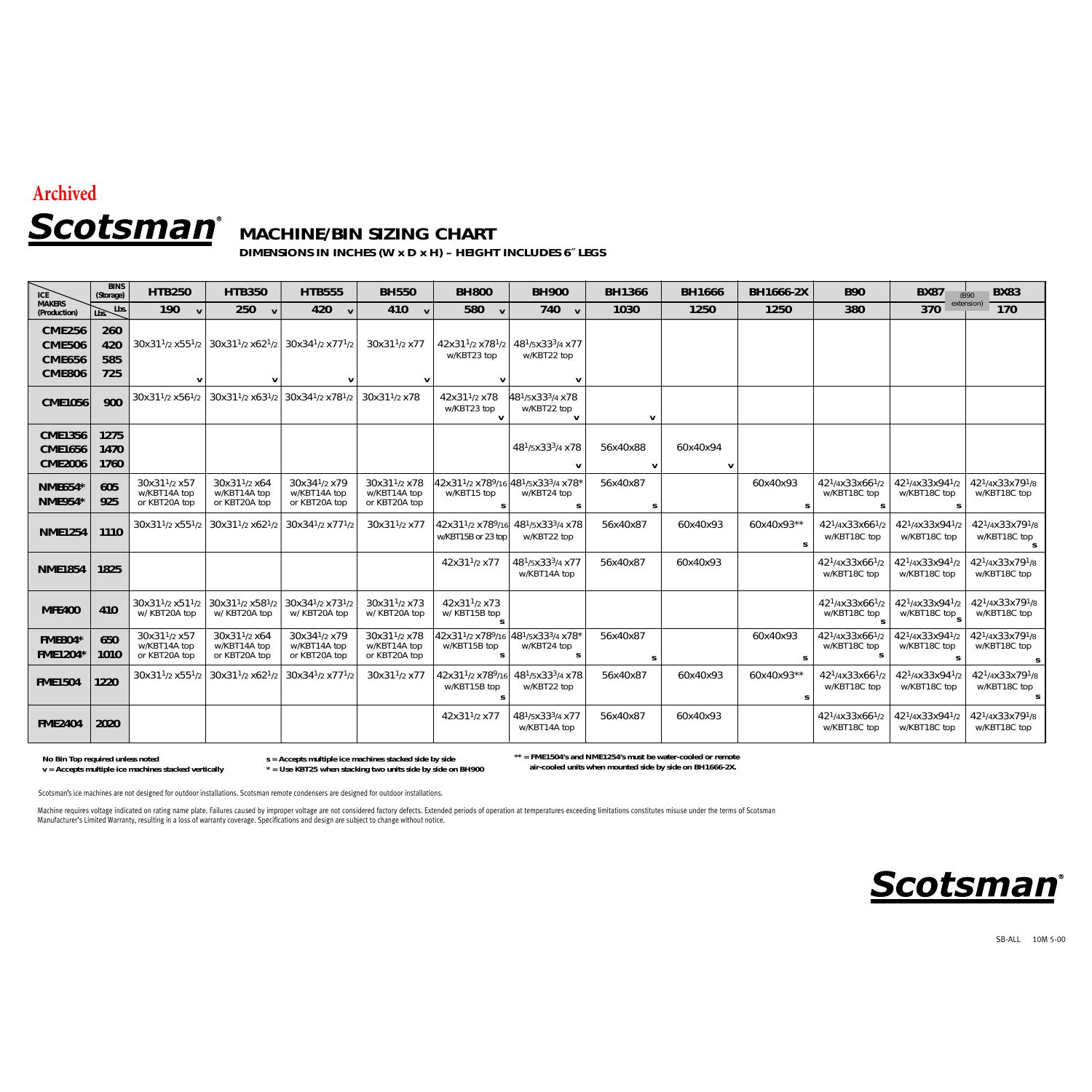Archived

# Scotsman® MACHINE/BIN SIZING CHART

**DIMENSIONS IN INCHES (W x D x H) – HEIGHT INCLUDES 6″ LEGS**

| ICE MAKERS (Production) | BINS (Storage) Lbs. | HTB250 | HTB350 | HTB555 | BH550 | BH800 | BH900 | BH1366 | BH1666 | BH1666-2X | B90 | BX87 (B90 extension) | BX83 |
|---|---|---|---|---|---|---|---|---|---|---|---|---|---|
| Lbs. | | 190 v | 250 v | 420 v | 410 v | 580 v | 740 v | 1030 | 1250 | 1250 | 380 | 370 | 170 |
| CME256 CME506 CME656 CME806 | 260 420 585 725 | 30x31 1/2 x55 1/2 v | 30x31 1/2 x62 1/2 v | 30x34 1/2 x77 1/2 v | 30x31 1/2 x77 v | 42x31 1/2 x78 1/2 w/KBT23 top v | 48 1/5x33 3/4 x77 w/KBT22 top v | | | | | | |
| CME1056 | 900 | 30x31 1/2 x56 1/2 | 30x31 1/2 x63 1/2 | 30x34 1/2 x78 1/2 | 30x31 1/2 x78 | 42x31 1/2 x78 w/KBT23 top v | 48 1/5x33 3/4 x78 w/KBT22 top v | v | | | | | |
| CME1356 CME1656 CME2006 | 1275 1470 1760 | | | | | | 48 1/5x33 3/4 x78 v | 56x40x88 v | 60x40x94 v | | | | |
| NME654* NME954* | 605 925 | 30x31 1/2 x57 w/KBT14A top or KBT20A top | 30x31 1/2 x64 w/KBT14A top or KBT20A top | 30x34 1/2 x79 w/KBT14A top or KBT20A top | 30x31 1/2 x78 w/KBT14A top or KBT20A top | 42x31 1/2 x78 9/16 w/KBT15 top s | 48 1/5x33 3/4 x78* w/KBT24 top s | 56x40x87 s | | 60x40x93 s | 42 1/4x33x66 1/2 w/KBT18C top s | 42 1/4x33x94 1/2 w/KBT18C top s | 42 1/4x33x79 1/8 w/KBT18C top |
| NME1254 | 1110 | 30x31 1/2 x55 1/2 | 30x31 1/2 x62 1/2 | 30x34 1/2 x77 1/2 | 30x31 1/2 x77 | 42x31 1/2 x78 9/16 w/KBT15B or 23 top | 48 1/5x33 3/4 x78 w/KBT22 top | 56x40x87 | 60x40x93 | 60x40x93** s | 42 1/4x33x66 1/2 w/KBT18C top | 42 1/4x33x94 1/2 w/KBT18C top | 42 1/4x33x79 1/8 w/KBT18C top s |
| NME1854 | 1825 | | | | | 42x31 1/2 x77 | 48 1/5x33 3/4 x77 w/KBT14A top | 56x40x87 | 60x40x93 | | 42 1/4x33x66 1/2 w/KBT18C top | 42 1/4x33x94 1/2 w/KBT18C top | 42 1/4x33x79 1/8 w/KBT18C top |
| MFE400 | 410 | 30x31 1/2 x51 1/2 w/ KBT20A top | 30x31 1/2 x58 1/2 w/ KBT20A top | 30x34 1/2 x73 1/2 w/ KBT20A top | 30x31 1/2 x73 w/ KBT20A top | 42x31 1/2 x73 w/ KBT15B top s | | | | | 42 1/4x33x66 1/2 w/KBT18C top s | 42 1/4x33x94 1/2 w/KBT18C top s | 42 1/4x33x79 1/8 w/KBT18C top |
| FME804* FME1204* | 650 1010 | 30x31 1/2 x57 w/KBT14A top or KBT20A top | 30x31 1/2 x64 w/KBT14A top or KBT20A top | 30x34 1/2 x79 w/KBT14A top or KBT20A top | 30x31 1/2 x78 w/KBT14A top or KBT20A top | 42x31 1/2 x78 9/16 w/KBT15B top s | 48 1/5x33 3/4 x78* w/KBT24 top s | 56x40x87 s | | 60x40x93 s | 42 1/4x33x66 1/2 w/KBT18C top s | 42 1/4x33x94 1/2 w/KBT18C top s | 42 1/4x33x79 1/8 w/KBT18C top s |
| FME1504 | 1220 | 30x31 1/2 x55 1/2 | 30x31 1/2 x62 1/2 | 30x34 1/2 x77 1/2 | 30x31 1/2 x77 | 42x31 1/2 x78 9/16 w/KBT15B top s | 48 1/5x33 3/4 x78 w/KBT22 top | 56x40x87 | 60x40x93 | 60x40x93** s | 42 1/4x33x66 1/2 w/KBT18C top | 42 1/4x33x94 1/2 w/KBT18C top | 42 1/4x33x79 1/8 w/KBT18C top s |
| FME2404 | 2020 | | | | | 42x31 1/2 x77 | 48 1/5x33 3/4 x77 w/KBT14A top | 56x40x87 | 60x40x93 | | 42 1/4x33x66 1/2 w/KBT18C top | 42 1/4x33x94 1/2 w/KBT18C top | 42 1/4x33x79 1/8 w/KBT18C top |

**No Bin Top required unless noted**
**v = Accepts multiple ice machines stacked vertically**
**s = Accepts multiple ice machines stacked side by side**
**\* = Use KBT25 when stacking two units side by side on BH900**
**\*\* = FME1504's and NME1254's must be water-cooled or remote air-cooled units when mounted side by side on BH1666-2X.**

Scotsman's ice machines are not designed for outdoor installations. Scotsman remote condensers are designed for outdoor installations.

Machine requires voltage indicated on rating name plate. Failures caused by improper voltage are not considered factory defects. Extended periods of operation at temperatures exceeding limitations constitutes misuse under the terms of Scotsman Manufacturer's Limited Warranty, resulting in a loss of warranty coverage. Specifications and design are subject to change without notice.

Scotsman®

SB-ALL 10M 5-00